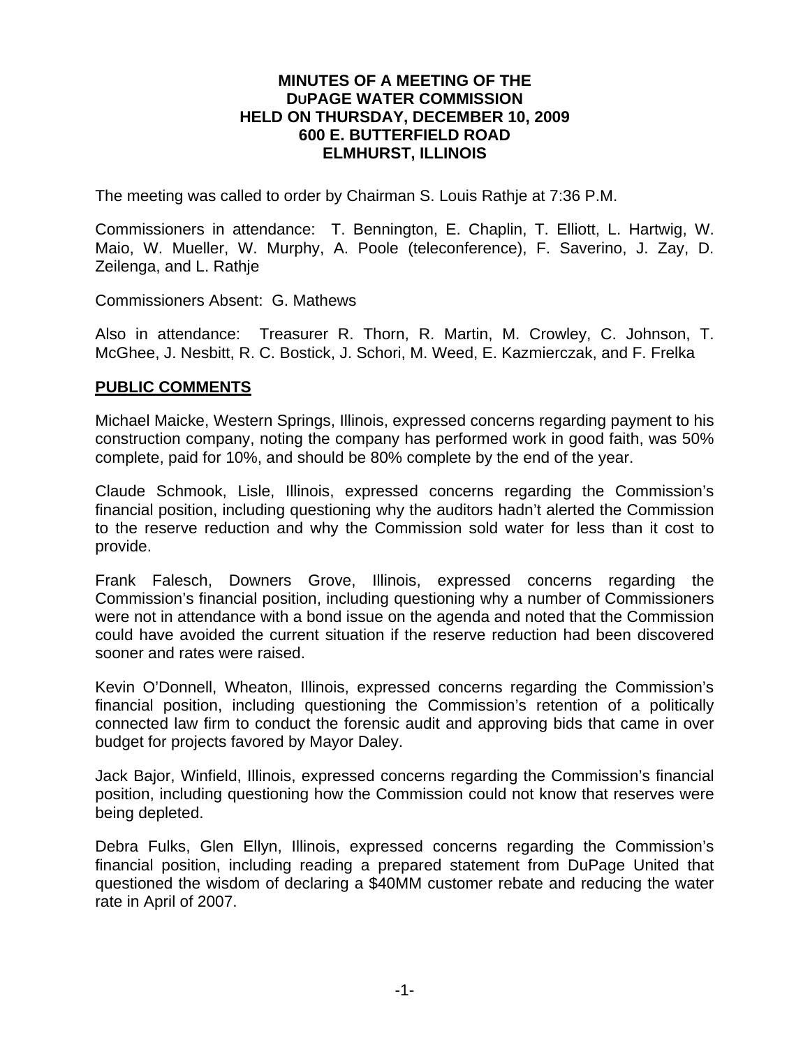**MINUTES OF A MEETING OF THE**
**DuPAGE WATER COMMISSION**
**HELD ON THURSDAY, DECEMBER 10, 2009**
**600 E. BUTTERFIELD ROAD**
**ELMHURST, ILLINOIS**

The meeting was called to order by Chairman S. Louis Rathje at 7:36 P.M.

Commissioners in attendance: T. Bennington, E. Chaplin, T. Elliott, L. Hartwig, W. Maio, W. Mueller, W. Murphy, A. Poole (teleconference), F. Saverino, J. Zay, D. Zeilenga, and L. Rathje

Commissioners Absent: G. Mathews

Also in attendance: Treasurer R. Thorn, R. Martin, M. Crowley, C. Johnson, T. McGhee, J. Nesbitt, R. C. Bostick, J. Schori, M. Weed, E. Kazmierczak, and F. Frelka

## PUBLIC COMMENTS

Michael Maicke, Western Springs, Illinois, expressed concerns regarding payment to his construction company, noting the company has performed work in good faith, was 50% complete, paid for 10%, and should be 80% complete by the end of the year.

Claude Schmook, Lisle, Illinois, expressed concerns regarding the Commission's financial position, including questioning why the auditors hadn't alerted the Commission to the reserve reduction and why the Commission sold water for less than it cost to provide.

Frank Falesch, Downers Grove, Illinois, expressed concerns regarding the Commission's financial position, including questioning why a number of Commissioners were not in attendance with a bond issue on the agenda and noted that the Commission could have avoided the current situation if the reserve reduction had been discovered sooner and rates were raised.

Kevin O'Donnell, Wheaton, Illinois, expressed concerns regarding the Commission's financial position, including questioning the Commission's retention of a politically connected law firm to conduct the forensic audit and approving bids that came in over budget for projects favored by Mayor Daley.

Jack Bajor, Winfield, Illinois, expressed concerns regarding the Commission's financial position, including questioning how the Commission could not know that reserves were being depleted.

Debra Fulks, Glen Ellyn, Illinois, expressed concerns regarding the Commission's financial position, including reading a prepared statement from DuPage United that questioned the wisdom of declaring a $40MM customer rebate and reducing the water rate in April of 2007.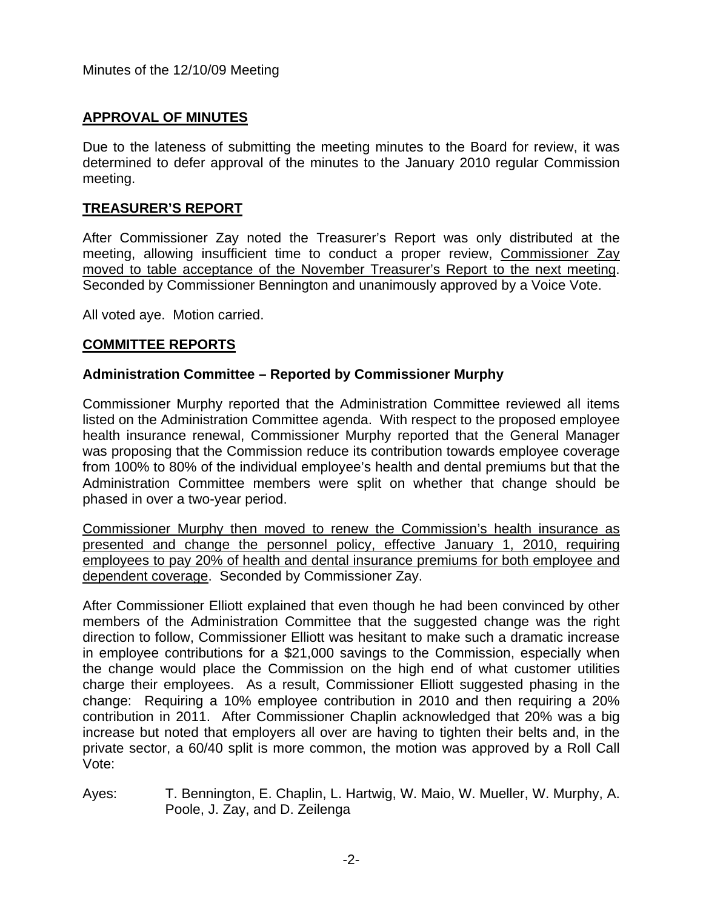Minutes of the 12/10/09 Meeting

## APPROVAL OF MINUTES

Due to the lateness of submitting the meeting minutes to the Board for review, it was determined to defer approval of the minutes to the January 2010 regular Commission meeting.

## TREASURER'S REPORT

After Commissioner Zay noted the Treasurer's Report was only distributed at the meeting, allowing insufficient time to conduct a proper review, Commissioner Zay moved to table acceptance of the November Treasurer's Report to the next meeting. Seconded by Commissioner Bennington and unanimously approved by a Voice Vote.

All voted aye. Motion carried.

## COMMITTEE REPORTS

### Administration Committee – Reported by Commissioner Murphy

Commissioner Murphy reported that the Administration Committee reviewed all items listed on the Administration Committee agenda. With respect to the proposed employee health insurance renewal, Commissioner Murphy reported that the General Manager was proposing that the Commission reduce its contribution towards employee coverage from 100% to 80% of the individual employee's health and dental premiums but that the Administration Committee members were split on whether that change should be phased in over a two-year period.

Commissioner Murphy then moved to renew the Commission's health insurance as presented and change the personnel policy, effective January 1, 2010, requiring employees to pay 20% of health and dental insurance premiums for both employee and dependent coverage. Seconded by Commissioner Zay.

After Commissioner Elliott explained that even though he had been convinced by other members of the Administration Committee that the suggested change was the right direction to follow, Commissioner Elliott was hesitant to make such a dramatic increase in employee contributions for a $21,000 savings to the Commission, especially when the change would place the Commission on the high end of what customer utilities charge their employees. As a result, Commissioner Elliott suggested phasing in the change: Requiring a 10% employee contribution in 2010 and then requiring a 20% contribution in 2011. After Commissioner Chaplin acknowledged that 20% was a big increase but noted that employers all over are having to tighten their belts and, in the private sector, a 60/40 split is more common, the motion was approved by a Roll Call Vote:

Ayes: T. Bennington, E. Chaplin, L. Hartwig, W. Maio, W. Mueller, W. Murphy, A. Poole, J. Zay, and D. Zeilenga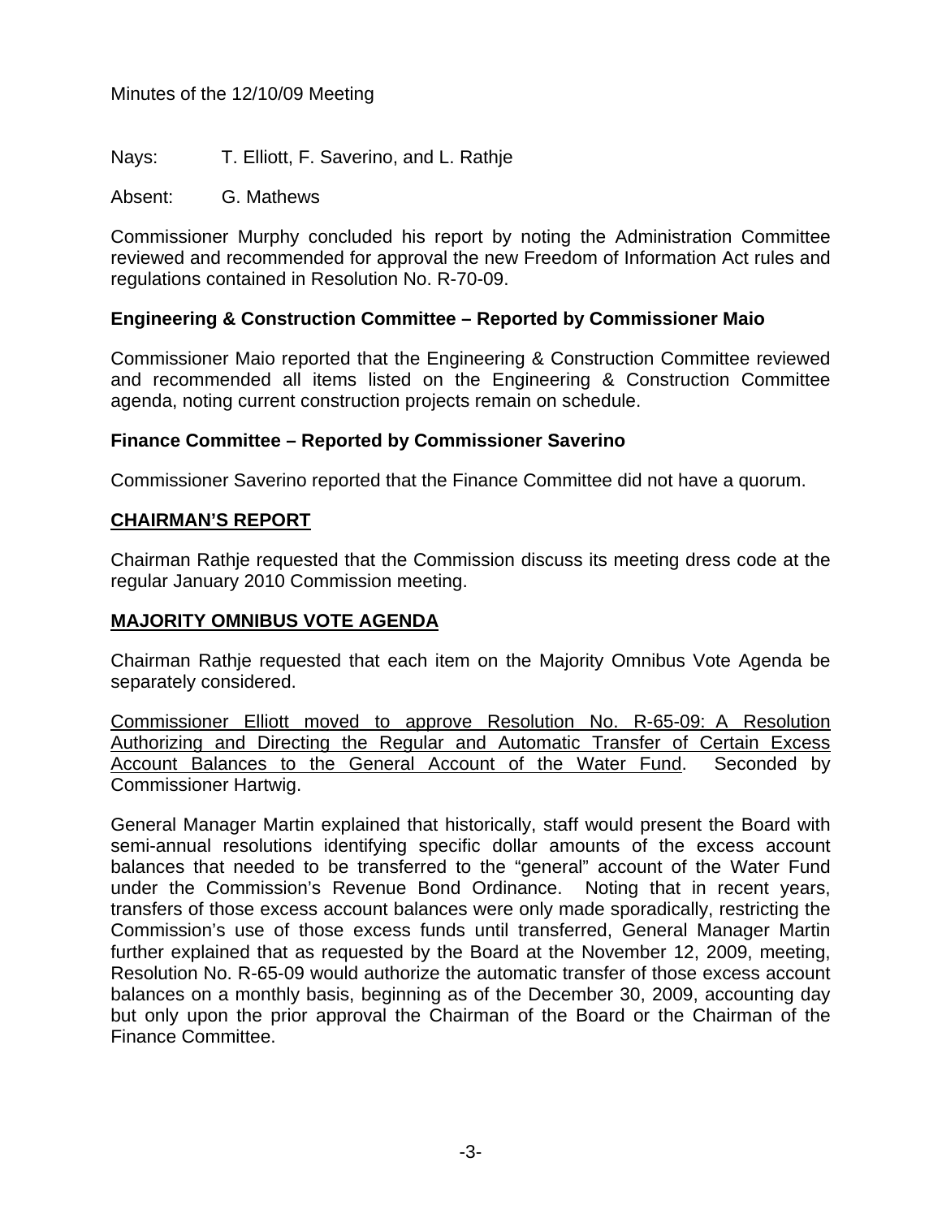Minutes of the 12/10/09 Meeting

Nays: T. Elliott, F. Saverino, and L. Rathje

Absent: G. Mathews

Commissioner Murphy concluded his report by noting the Administration Committee reviewed and recommended for approval the new Freedom of Information Act rules and regulations contained in Resolution No. R-70-09.

### Engineering & Construction Committee – Reported by Commissioner Maio

Commissioner Maio reported that the Engineering & Construction Committee reviewed and recommended all items listed on the Engineering & Construction Committee agenda, noting current construction projects remain on schedule.

### Finance Committee – Reported by Commissioner Saverino

Commissioner Saverino reported that the Finance Committee did not have a quorum.

## CHAIRMAN'S REPORT

Chairman Rathje requested that the Commission discuss its meeting dress code at the regular January 2010 Commission meeting.

## MAJORITY OMNIBUS VOTE AGENDA

Chairman Rathje requested that each item on the Majority Omnibus Vote Agenda be separately considered.

Commissioner Elliott moved to approve Resolution No. R-65-09: A Resolution Authorizing and Directing the Regular and Automatic Transfer of Certain Excess Account Balances to the General Account of the Water Fund. Seconded by Commissioner Hartwig.

General Manager Martin explained that historically, staff would present the Board with semi-annual resolutions identifying specific dollar amounts of the excess account balances that needed to be transferred to the "general" account of the Water Fund under the Commission's Revenue Bond Ordinance. Noting that in recent years, transfers of those excess account balances were only made sporadically, restricting the Commission's use of those excess funds until transferred, General Manager Martin further explained that as requested by the Board at the November 12, 2009, meeting, Resolution No. R-65-09 would authorize the automatic transfer of those excess account balances on a monthly basis, beginning as of the December 30, 2009, accounting day but only upon the prior approval the Chairman of the Board or the Chairman of the Finance Committee.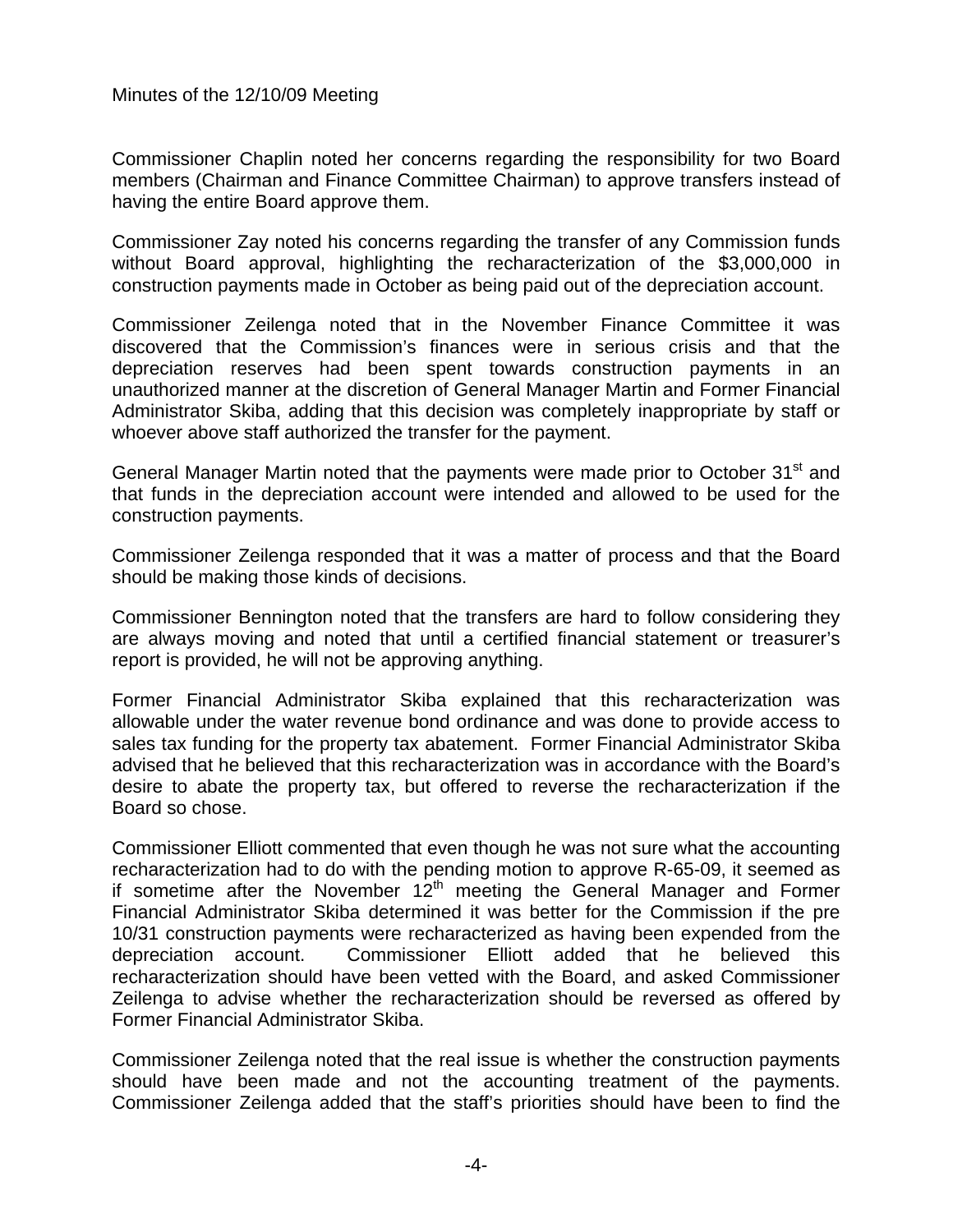Commissioner Chaplin noted her concerns regarding the responsibility for two Board members (Chairman and Finance Committee Chairman) to approve transfers instead of having the entire Board approve them.

Commissioner Zay noted his concerns regarding the transfer of any Commission funds without Board approval, highlighting the recharacterization of the $3,000,000 in construction payments made in October as being paid out of the depreciation account.

Commissioner Zeilenga noted that in the November Finance Committee it was discovered that the Commission's finances were in serious crisis and that the depreciation reserves had been spent towards construction payments in an unauthorized manner at the discretion of General Manager Martin and Former Financial Administrator Skiba, adding that this decision was completely inappropriate by staff or whoever above staff authorized the transfer for the payment.

General Manager Martin noted that the payments were made prior to October 31st and that funds in the depreciation account were intended and allowed to be used for the construction payments.

Commissioner Zeilenga responded that it was a matter of process and that the Board should be making those kinds of decisions.

Commissioner Bennington noted that the transfers are hard to follow considering they are always moving and noted that until a certified financial statement or treasurer's report is provided, he will not be approving anything.

Former Financial Administrator Skiba explained that this recharacterization was allowable under the water revenue bond ordinance and was done to provide access to sales tax funding for the property tax abatement. Former Financial Administrator Skiba advised that he believed that this recharacterization was in accordance with the Board's desire to abate the property tax, but offered to reverse the recharacterization if the Board so chose.

Commissioner Elliott commented that even though he was not sure what the accounting recharacterization had to do with the pending motion to approve R-65-09, it seemed as if sometime after the November 12th meeting the General Manager and Former Financial Administrator Skiba determined it was better for the Commission if the pre 10/31 construction payments were recharacterized as having been expended from the depreciation account. Commissioner Elliott added that he believed this recharacterization should have been vetted with the Board, and asked Commissioner Zeilenga to advise whether the recharacterization should be reversed as offered by Former Financial Administrator Skiba.

Commissioner Zeilenga noted that the real issue is whether the construction payments should have been made and not the accounting treatment of the payments. Commissioner Zeilenga added that the staff's priorities should have been to find the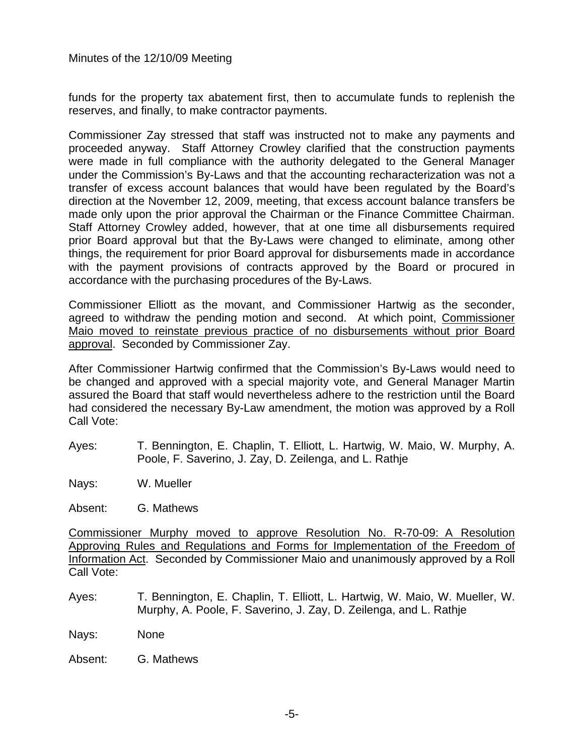funds for the property tax abatement first, then to accumulate funds to replenish the reserves, and finally, to make contractor payments.

Commissioner Zay stressed that staff was instructed not to make any payments and proceeded anyway. Staff Attorney Crowley clarified that the construction payments were made in full compliance with the authority delegated to the General Manager under the Commission's By-Laws and that the accounting recharacterization was not a transfer of excess account balances that would have been regulated by the Board's direction at the November 12, 2009, meeting, that excess account balance transfers be made only upon the prior approval the Chairman or the Finance Committee Chairman. Staff Attorney Crowley added, however, that at one time all disbursements required prior Board approval but that the By-Laws were changed to eliminate, among other things, the requirement for prior Board approval for disbursements made in accordance with the payment provisions of contracts approved by the Board or procured in accordance with the purchasing procedures of the By-Laws.

Commissioner Elliott as the movant, and Commissioner Hartwig as the seconder, agreed to withdraw the pending motion and second. At which point, <u>Commissioner Maio moved to reinstate previous practice of no disbursements without prior Board approval</u>. Seconded by Commissioner Zay.

After Commissioner Hartwig confirmed that the Commission's By-Laws would need to be changed and approved with a special majority vote, and General Manager Martin assured the Board that staff would nevertheless adhere to the restriction until the Board had considered the necessary By-Law amendment, the motion was approved by a Roll Call Vote:

Ayes: T. Bennington, E. Chaplin, T. Elliott, L. Hartwig, W. Maio, W. Murphy, A. Poole, F. Saverino, J. Zay, D. Zeilenga, and L. Rathje

Nays: W. Mueller

Absent: G. Mathews

<u>Commissioner Murphy moved to approve Resolution No. R-70-09: A Resolution Approving Rules and Regulations and Forms for Implementation of the Freedom of Information Act</u>. Seconded by Commissioner Maio and unanimously approved by a Roll Call Vote:

Ayes: T. Bennington, E. Chaplin, T. Elliott, L. Hartwig, W. Maio, W. Mueller, W. Murphy, A. Poole, F. Saverino, J. Zay, D. Zeilenga, and L. Rathje

Nays: None

Absent: G. Mathews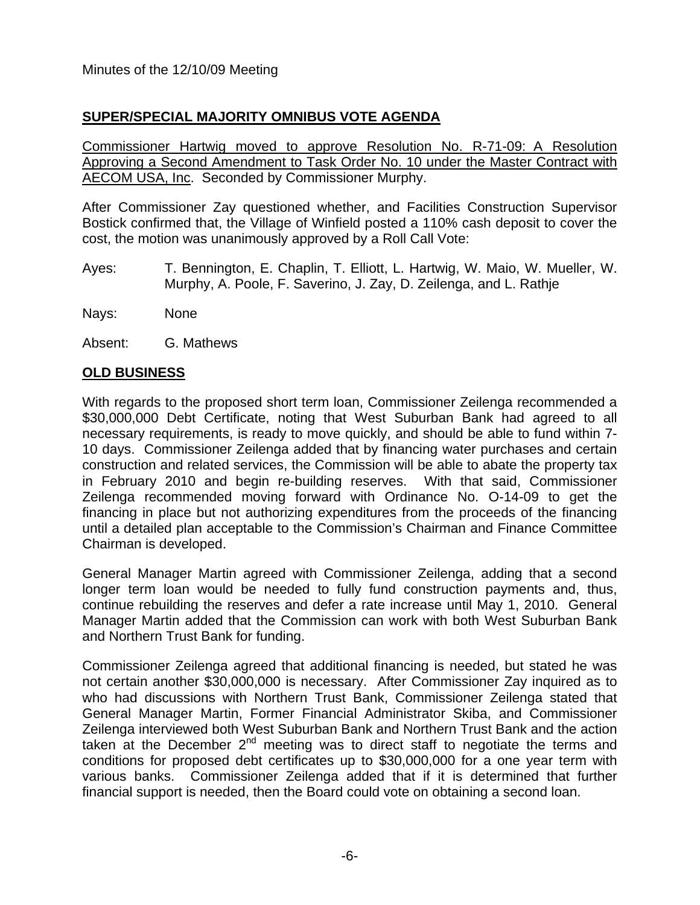Minutes of the 12/10/09 Meeting

## SUPER/SPECIAL MAJORITY OMNIBUS VOTE AGENDA

Commissioner Hartwig moved to approve Resolution No. R-71-09: A Resolution Approving a Second Amendment to Task Order No. 10 under the Master Contract with AECOM USA, Inc. Seconded by Commissioner Murphy.

After Commissioner Zay questioned whether, and Facilities Construction Supervisor Bostick confirmed that, the Village of Winfield posted a 110% cash deposit to cover the cost, the motion was unanimously approved by a Roll Call Vote:

Ayes: T. Bennington, E. Chaplin, T. Elliott, L. Hartwig, W. Maio, W. Mueller, W. Murphy, A. Poole, F. Saverino, J. Zay, D. Zeilenga, and L. Rathje

Nays: None

Absent: G. Mathews

## OLD BUSINESS

With regards to the proposed short term loan, Commissioner Zeilenga recommended a \$30,000,000 Debt Certificate, noting that West Suburban Bank had agreed to all necessary requirements, is ready to move quickly, and should be able to fund within 7-10 days. Commissioner Zeilenga added that by financing water purchases and certain construction and related services, the Commission will be able to abate the property tax in February 2010 and begin re-building reserves. With that said, Commissioner Zeilenga recommended moving forward with Ordinance No. O-14-09 to get the financing in place but not authorizing expenditures from the proceeds of the financing until a detailed plan acceptable to the Commission's Chairman and Finance Committee Chairman is developed.

General Manager Martin agreed with Commissioner Zeilenga, adding that a second longer term loan would be needed to fully fund construction payments and, thus, continue rebuilding the reserves and defer a rate increase until May 1, 2010. General Manager Martin added that the Commission can work with both West Suburban Bank and Northern Trust Bank for funding.

Commissioner Zeilenga agreed that additional financing is needed, but stated he was not certain another \$30,000,000 is necessary. After Commissioner Zay inquired as to who had discussions with Northern Trust Bank, Commissioner Zeilenga stated that General Manager Martin, Former Financial Administrator Skiba, and Commissioner Zeilenga interviewed both West Suburban Bank and Northern Trust Bank and the action taken at the December 2nd meeting was to direct staff to negotiate the terms and conditions for proposed debt certificates up to \$30,000,000 for a one year term with various banks. Commissioner Zeilenga added that if it is determined that further financial support is needed, then the Board could vote on obtaining a second loan.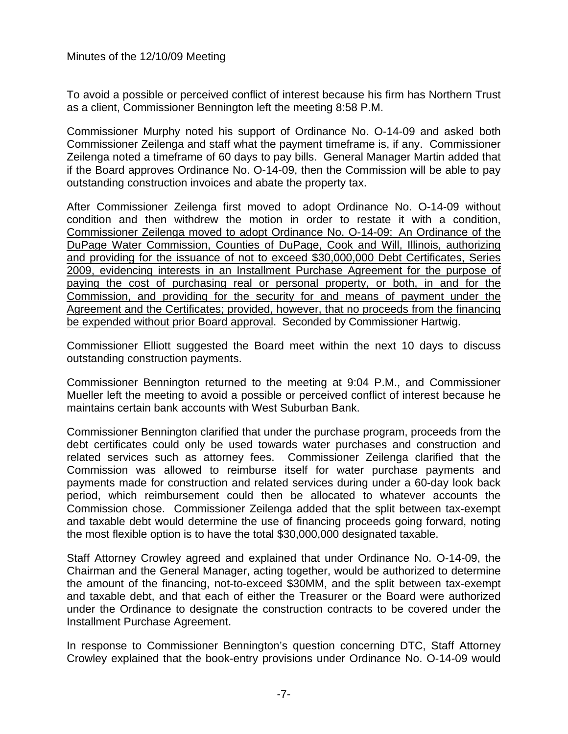Minutes of the 12/10/09 Meeting

To avoid a possible or perceived conflict of interest because his firm has Northern Trust as a client, Commissioner Bennington left the meeting 8:58 P.M.

Commissioner Murphy noted his support of Ordinance No. O-14-09 and asked both Commissioner Zeilenga and staff what the payment timeframe is, if any. Commissioner Zeilenga noted a timeframe of 60 days to pay bills. General Manager Martin added that if the Board approves Ordinance No. O-14-09, then the Commission will be able to pay outstanding construction invoices and abate the property tax.

After Commissioner Zeilenga first moved to adopt Ordinance No. O-14-09 without condition and then withdrew the motion in order to restate it with a condition, <u>Commissioner Zeilenga moved to adopt Ordinance No. O-14-09: An Ordinance of the DuPage Water Commission, Counties of DuPage, Cook and Will, Illinois, authorizing and providing for the issuance of not to exceed $30,000,000 Debt Certificates, Series 2009, evidencing interests in an Installment Purchase Agreement for the purpose of paying the cost of purchasing real or personal property, or both, in and for the Commission, and providing for the security for and means of payment under the Agreement and the Certificates; provided, however, that no proceeds from the financing be expended without prior Board approval</u>. Seconded by Commissioner Hartwig.

Commissioner Elliott suggested the Board meet within the next 10 days to discuss outstanding construction payments.

Commissioner Bennington returned to the meeting at 9:04 P.M., and Commissioner Mueller left the meeting to avoid a possible or perceived conflict of interest because he maintains certain bank accounts with West Suburban Bank.

Commissioner Bennington clarified that under the purchase program, proceeds from the debt certificates could only be used towards water purchases and construction and related services such as attorney fees. Commissioner Zeilenga clarified that the Commission was allowed to reimburse itself for water purchase payments and payments made for construction and related services during under a 60-day look back period, which reimbursement could then be allocated to whatever accounts the Commission chose. Commissioner Zeilenga added that the split between tax-exempt and taxable debt would determine the use of financing proceeds going forward, noting the most flexible option is to have the total $30,000,000 designated taxable.

Staff Attorney Crowley agreed and explained that under Ordinance No. O-14-09, the Chairman and the General Manager, acting together, would be authorized to determine the amount of the financing, not-to-exceed $30MM, and the split between tax-exempt and taxable debt, and that each of either the Treasurer or the Board were authorized under the Ordinance to designate the construction contracts to be covered under the Installment Purchase Agreement.

In response to Commissioner Bennington's question concerning DTC, Staff Attorney Crowley explained that the book-entry provisions under Ordinance No. O-14-09 would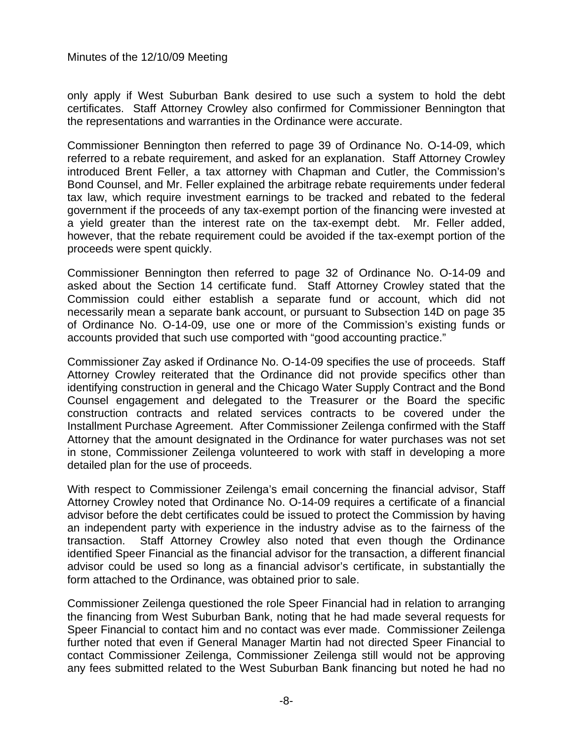only apply if West Suburban Bank desired to use such a system to hold the debt certificates. Staff Attorney Crowley also confirmed for Commissioner Bennington that the representations and warranties in the Ordinance were accurate.

Commissioner Bennington then referred to page 39 of Ordinance No. O-14-09, which referred to a rebate requirement, and asked for an explanation. Staff Attorney Crowley introduced Brent Feller, a tax attorney with Chapman and Cutler, the Commission's Bond Counsel, and Mr. Feller explained the arbitrage rebate requirements under federal tax law, which require investment earnings to be tracked and rebated to the federal government if the proceeds of any tax-exempt portion of the financing were invested at a yield greater than the interest rate on the tax-exempt debt. Mr. Feller added, however, that the rebate requirement could be avoided if the tax-exempt portion of the proceeds were spent quickly.

Commissioner Bennington then referred to page 32 of Ordinance No. O-14-09 and asked about the Section 14 certificate fund. Staff Attorney Crowley stated that the Commission could either establish a separate fund or account, which did not necessarily mean a separate bank account, or pursuant to Subsection 14D on page 35 of Ordinance No. O-14-09, use one or more of the Commission's existing funds or accounts provided that such use comported with "good accounting practice."

Commissioner Zay asked if Ordinance No. O-14-09 specifies the use of proceeds. Staff Attorney Crowley reiterated that the Ordinance did not provide specifics other than identifying construction in general and the Chicago Water Supply Contract and the Bond Counsel engagement and delegated to the Treasurer or the Board the specific construction contracts and related services contracts to be covered under the Installment Purchase Agreement. After Commissioner Zeilenga confirmed with the Staff Attorney that the amount designated in the Ordinance for water purchases was not set in stone, Commissioner Zeilenga volunteered to work with staff in developing a more detailed plan for the use of proceeds.

With respect to Commissioner Zeilenga's email concerning the financial advisor, Staff Attorney Crowley noted that Ordinance No. O-14-09 requires a certificate of a financial advisor before the debt certificates could be issued to protect the Commission by having an independent party with experience in the industry advise as to the fairness of the transaction. Staff Attorney Crowley also noted that even though the Ordinance identified Speer Financial as the financial advisor for the transaction, a different financial advisor could be used so long as a financial advisor's certificate, in substantially the form attached to the Ordinance, was obtained prior to sale.

Commissioner Zeilenga questioned the role Speer Financial had in relation to arranging the financing from West Suburban Bank, noting that he had made several requests for Speer Financial to contact him and no contact was ever made. Commissioner Zeilenga further noted that even if General Manager Martin had not directed Speer Financial to contact Commissioner Zeilenga, Commissioner Zeilenga still would not be approving any fees submitted related to the West Suburban Bank financing but noted he had no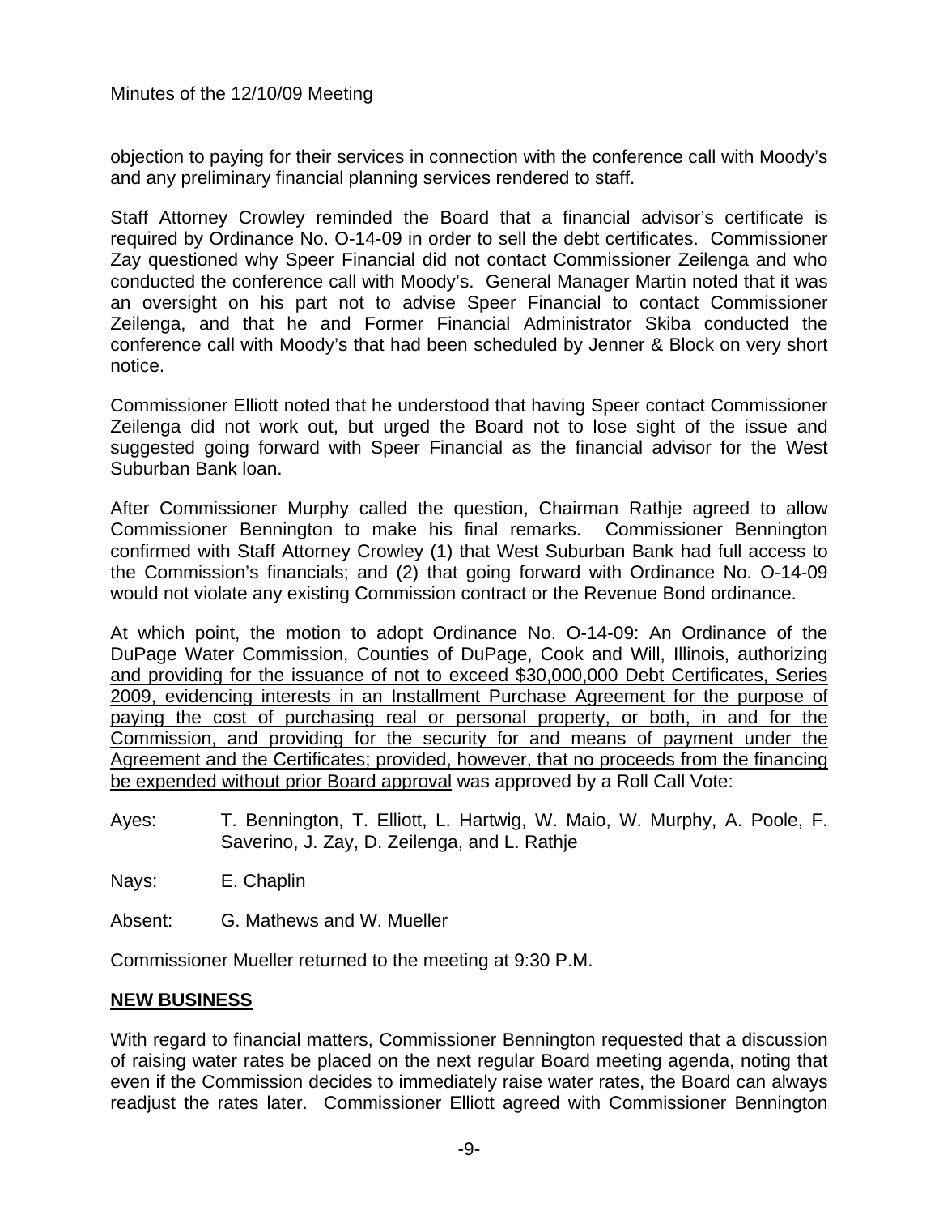objection to paying for their services in connection with the conference call with Moody's and any preliminary financial planning services rendered to staff.

Staff Attorney Crowley reminded the Board that a financial advisor's certificate is required by Ordinance No. O-14-09 in order to sell the debt certificates. Commissioner Zay questioned why Speer Financial did not contact Commissioner Zeilenga and who conducted the conference call with Moody's. General Manager Martin noted that it was an oversight on his part not to advise Speer Financial to contact Commissioner Zeilenga, and that he and Former Financial Administrator Skiba conducted the conference call with Moody's that had been scheduled by Jenner & Block on very short notice.

Commissioner Elliott noted that he understood that having Speer contact Commissioner Zeilenga did not work out, but urged the Board not to lose sight of the issue and suggested going forward with Speer Financial as the financial advisor for the West Suburban Bank loan.

After Commissioner Murphy called the question, Chairman Rathje agreed to allow Commissioner Bennington to make his final remarks. Commissioner Bennington confirmed with Staff Attorney Crowley (1) that West Suburban Bank had full access to the Commission's financials; and (2) that going forward with Ordinance No. O-14-09 would not violate any existing Commission contract or the Revenue Bond ordinance.

At which point, <u>the motion to adopt Ordinance No. O-14-09: An Ordinance of the DuPage Water Commission, Counties of DuPage, Cook and Will, Illinois, authorizing and providing for the issuance of not to exceed $30,000,000 Debt Certificates, Series 2009, evidencing interests in an Installment Purchase Agreement for the purpose of paying the cost of purchasing real or personal property, or both, in and for the Commission, and providing for the security for and means of payment under the Agreement and the Certificates; provided, however, that no proceeds from the financing be expended without prior Board approval</u> was approved by a Roll Call Vote:

Ayes: T. Bennington, T. Elliott, L. Hartwig, W. Maio, W. Murphy, A. Poole, F. Saverino, J. Zay, D. Zeilenga, and L. Rathje

Nays: E. Chaplin

Absent: G. Mathews and W. Mueller

Commissioner Mueller returned to the meeting at 9:30 P.M.

## <u>NEW BUSINESS</u>

With regard to financial matters, Commissioner Bennington requested that a discussion of raising water rates be placed on the next regular Board meeting agenda, noting that even if the Commission decides to immediately raise water rates, the Board can always readjust the rates later. Commissioner Elliott agreed with Commissioner Bennington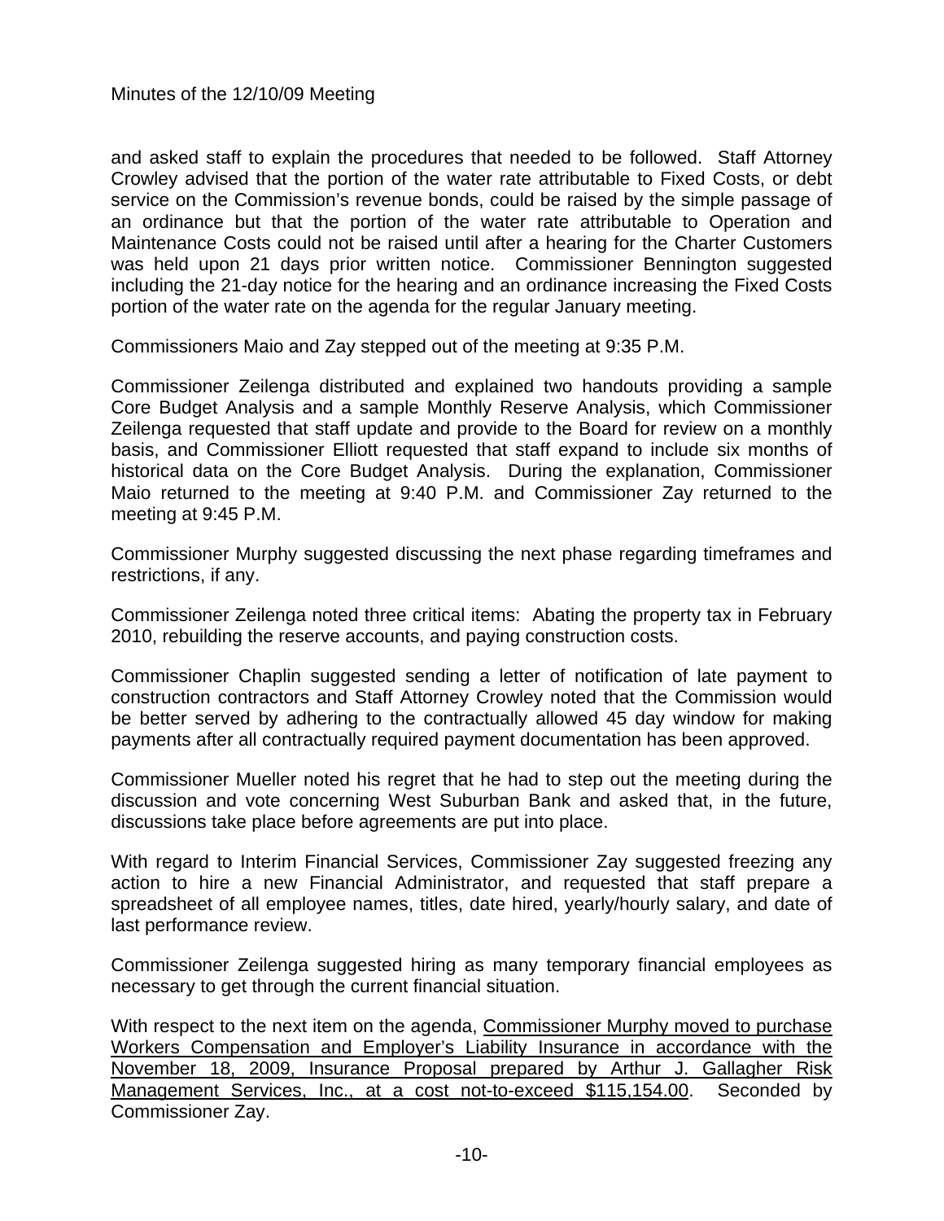and asked staff to explain the procedures that needed to be followed. Staff Attorney Crowley advised that the portion of the water rate attributable to Fixed Costs, or debt service on the Commission's revenue bonds, could be raised by the simple passage of an ordinance but that the portion of the water rate attributable to Operation and Maintenance Costs could not be raised until after a hearing for the Charter Customers was held upon 21 days prior written notice. Commissioner Bennington suggested including the 21-day notice for the hearing and an ordinance increasing the Fixed Costs portion of the water rate on the agenda for the regular January meeting.

Commissioners Maio and Zay stepped out of the meeting at 9:35 P.M.

Commissioner Zeilenga distributed and explained two handouts providing a sample Core Budget Analysis and a sample Monthly Reserve Analysis, which Commissioner Zeilenga requested that staff update and provide to the Board for review on a monthly basis, and Commissioner Elliott requested that staff expand to include six months of historical data on the Core Budget Analysis. During the explanation, Commissioner Maio returned to the meeting at 9:40 P.M. and Commissioner Zay returned to the meeting at 9:45 P.M.

Commissioner Murphy suggested discussing the next phase regarding timeframes and restrictions, if any.

Commissioner Zeilenga noted three critical items: Abating the property tax in February 2010, rebuilding the reserve accounts, and paying construction costs.

Commissioner Chaplin suggested sending a letter of notification of late payment to construction contractors and Staff Attorney Crowley noted that the Commission would be better served by adhering to the contractually allowed 45 day window for making payments after all contractually required payment documentation has been approved.

Commissioner Mueller noted his regret that he had to step out the meeting during the discussion and vote concerning West Suburban Bank and asked that, in the future, discussions take place before agreements are put into place.

With regard to Interim Financial Services, Commissioner Zay suggested freezing any action to hire a new Financial Administrator, and requested that staff prepare a spreadsheet of all employee names, titles, date hired, yearly/hourly salary, and date of last performance review.

Commissioner Zeilenga suggested hiring as many temporary financial employees as necessary to get through the current financial situation.

With respect to the next item on the agenda, <u>Commissioner Murphy moved to purchase Workers Compensation and Employer's Liability Insurance in accordance with the November 18, 2009, Insurance Proposal prepared by Arthur J. Gallagher Risk Management Services, Inc., at a cost not-to-exceed $115,154.00</u>. Seconded by Commissioner Zay.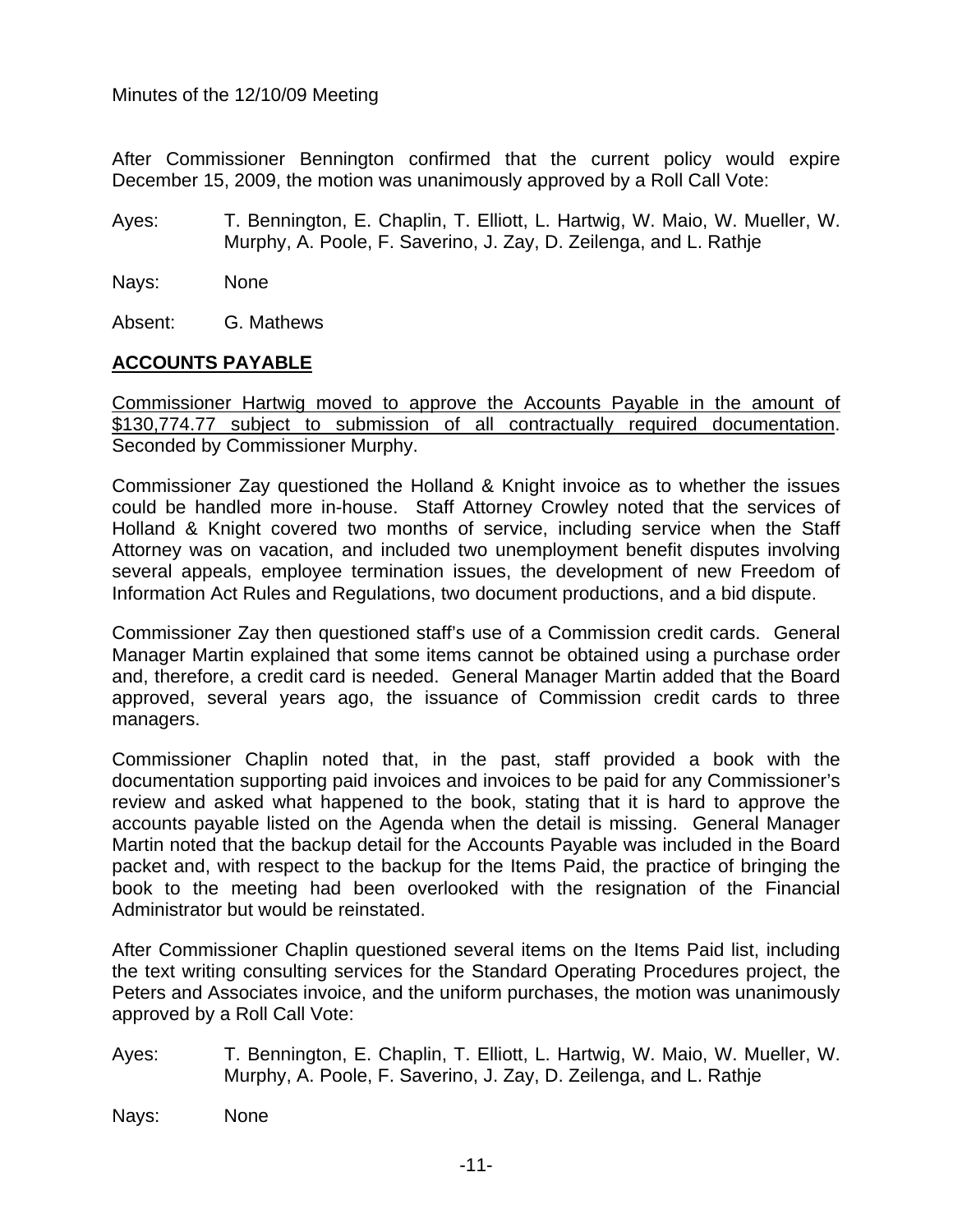After Commissioner Bennington confirmed that the current policy would expire December 15, 2009, the motion was unanimously approved by a Roll Call Vote:

Ayes: T. Bennington, E. Chaplin, T. Elliott, L. Hartwig, W. Maio, W. Mueller, W. Murphy, A. Poole, F. Saverino, J. Zay, D. Zeilenga, and L. Rathje

Nays: None

Absent: G. Mathews

## ACCOUNTS PAYABLE

Commissioner Hartwig moved to approve the Accounts Payable in the amount of $130,774.77 subject to submission of all contractually required documentation. Seconded by Commissioner Murphy.

Commissioner Zay questioned the Holland & Knight invoice as to whether the issues could be handled more in-house. Staff Attorney Crowley noted that the services of Holland & Knight covered two months of service, including service when the Staff Attorney was on vacation, and included two unemployment benefit disputes involving several appeals, employee termination issues, the development of new Freedom of Information Act Rules and Regulations, two document productions, and a bid dispute.

Commissioner Zay then questioned staff's use of a Commission credit cards. General Manager Martin explained that some items cannot be obtained using a purchase order and, therefore, a credit card is needed. General Manager Martin added that the Board approved, several years ago, the issuance of Commission credit cards to three managers.

Commissioner Chaplin noted that, in the past, staff provided a book with the documentation supporting paid invoices and invoices to be paid for any Commissioner's review and asked what happened to the book, stating that it is hard to approve the accounts payable listed on the Agenda when the detail is missing. General Manager Martin noted that the backup detail for the Accounts Payable was included in the Board packet and, with respect to the backup for the Items Paid, the practice of bringing the book to the meeting had been overlooked with the resignation of the Financial Administrator but would be reinstated.

After Commissioner Chaplin questioned several items on the Items Paid list, including the text writing consulting services for the Standard Operating Procedures project, the Peters and Associates invoice, and the uniform purchases, the motion was unanimously approved by a Roll Call Vote:

Ayes: T. Bennington, E. Chaplin, T. Elliott, L. Hartwig, W. Maio, W. Mueller, W. Murphy, A. Poole, F. Saverino, J. Zay, D. Zeilenga, and L. Rathje

Nays: None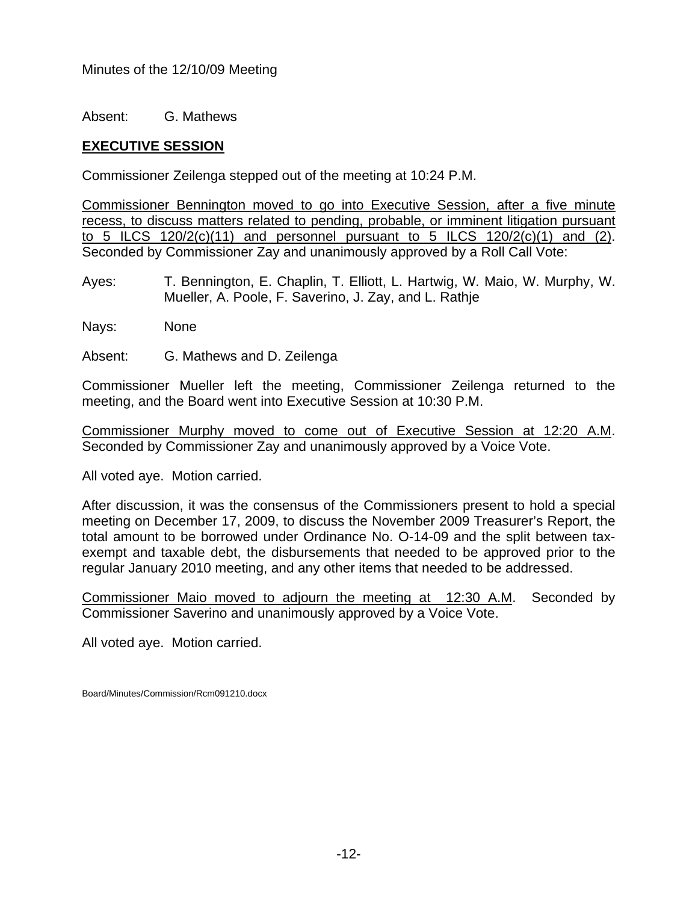Minutes of the 12/10/09 Meeting

Absent: G. Mathews

## EXECUTIVE SESSION

Commissioner Zeilenga stepped out of the meeting at 10:24 P.M.

Commissioner Bennington moved to go into Executive Session, after a five minute recess, to discuss matters related to pending, probable, or imminent litigation pursuant to 5 ILCS 120/2(c)(11) and personnel pursuant to 5 ILCS 120/2(c)(1) and (2). Seconded by Commissioner Zay and unanimously approved by a Roll Call Vote:

Ayes: T. Bennington, E. Chaplin, T. Elliott, L. Hartwig, W. Maio, W. Murphy, W. Mueller, A. Poole, F. Saverino, J. Zay, and L. Rathje

Nays: None

Absent: G. Mathews and D. Zeilenga

Commissioner Mueller left the meeting, Commissioner Zeilenga returned to the meeting, and the Board went into Executive Session at 10:30 P.M.

Commissioner Murphy moved to come out of Executive Session at 12:20 A.M. Seconded by Commissioner Zay and unanimously approved by a Voice Vote.

All voted aye. Motion carried.

After discussion, it was the consensus of the Commissioners present to hold a special meeting on December 17, 2009, to discuss the November 2009 Treasurer's Report, the total amount to be borrowed under Ordinance No. O-14-09 and the split between tax-exempt and taxable debt, the disbursements that needed to be approved prior to the regular January 2010 meeting, and any other items that needed to be addressed.

Commissioner Maio moved to adjourn the meeting at 12:30 A.M. Seconded by Commissioner Saverino and unanimously approved by a Voice Vote.

All voted aye. Motion carried.

Board/Minutes/Commission/Rcm091210.docx